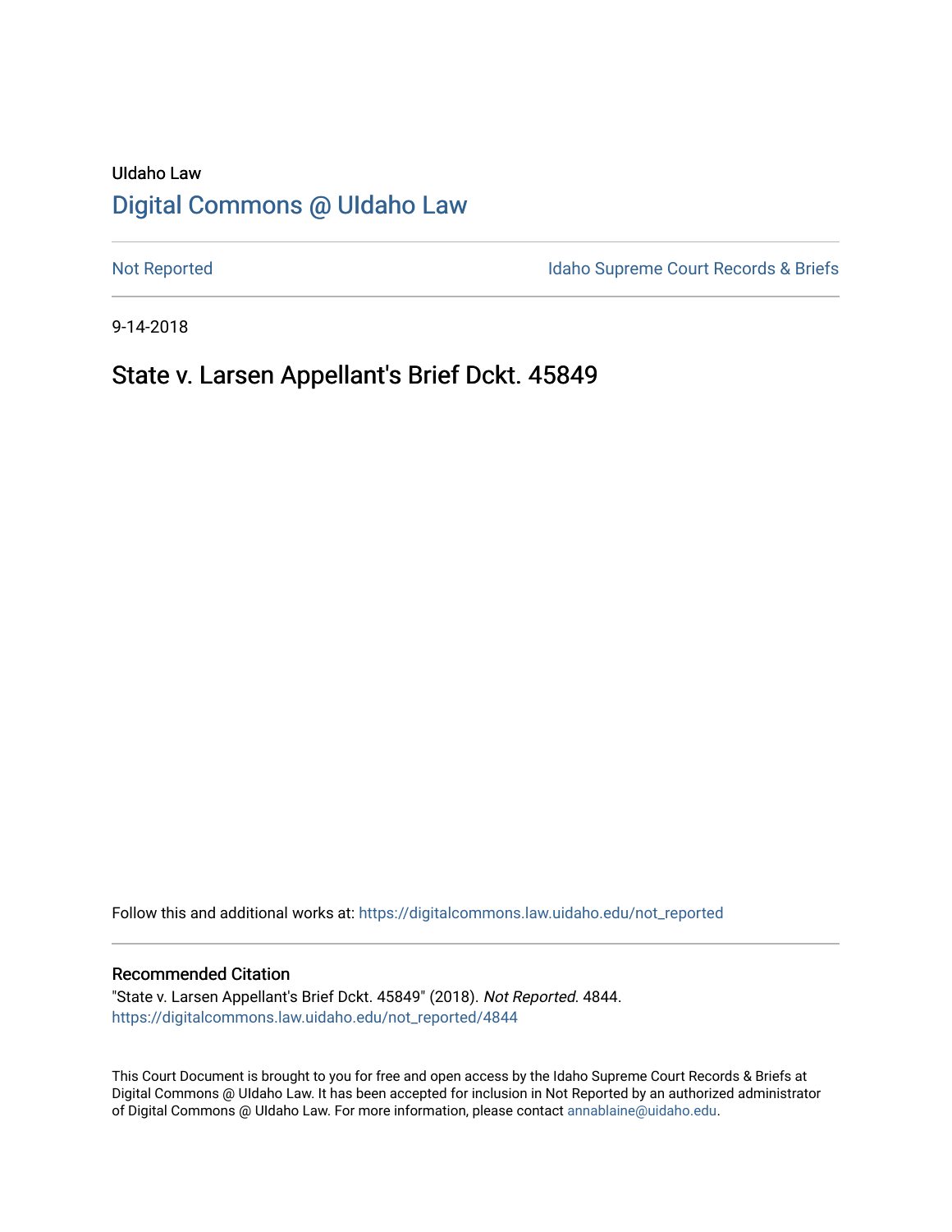UIdaho Law

# Digital Commons @ UIdaho Law

Not Reported

Idaho Supreme Court Records & Briefs

9-14-2018

## State v. Larsen Appellant's Brief Dckt. 45849

Follow this and additional works at: https://digitalcommons.law.uidaho.edu/not_reported

### Recommended Citation

"State v. Larsen Appellant's Brief Dckt. 45849" (2018). *Not Reported*. 4844.
https://digitalcommons.law.uidaho.edu/not_reported/4844

This Court Document is brought to you for free and open access by the Idaho Supreme Court Records & Briefs at Digital Commons @ UIdaho Law. It has been accepted for inclusion in Not Reported by an authorized administrator of Digital Commons @ UIdaho Law. For more information, please contact annablaine@uidaho.edu.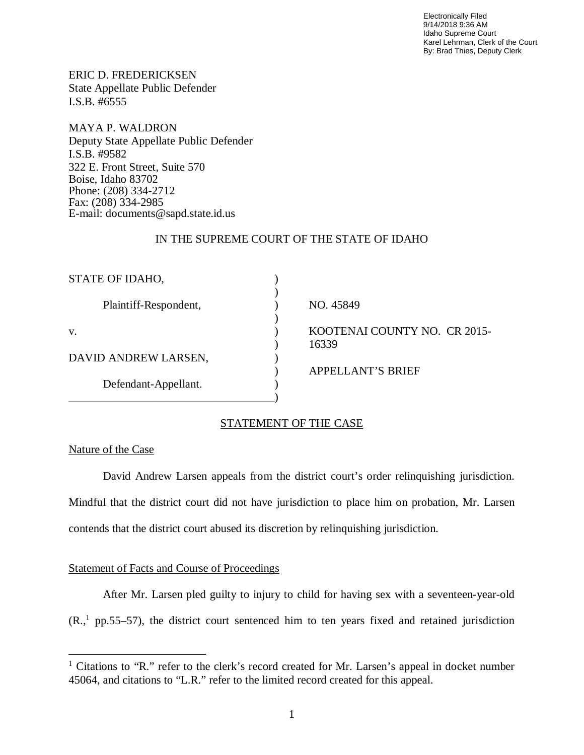Electronically Filed
9/14/2018 9:36 AM
Idaho Supreme Court
Karel Lehrman, Clerk of the Court
By: Brad Thies, Deputy Clerk

ERIC D. FREDERICKSEN
State Appellate Public Defender
I.S.B. #6555

MAYA P. WALDRON
Deputy State Appellate Public Defender
I.S.B. #9582
322 E. Front Street, Suite 570
Boise, Idaho 83702
Phone: (208) 334-2712
Fax: (208) 334-2985
E-mail: documents@sapd.state.id.us

IN THE SUPREME COURT OF THE STATE OF IDAHO

| | |
|---|---|
| STATE OF IDAHO,<br><br>Plaintiff-Respondent,<br><br>v.<br><br>DAVID ANDREW LARSEN,<br><br>Defendant-Appellant. | NO. 45849<br><br>KOOTENAI COUNTY NO. CR 2015-16339<br><br>APPELLANT'S BRIEF |

## STATEMENT OF THE CASE

### Nature of the Case

David Andrew Larsen appeals from the district court's order relinquishing jurisdiction. Mindful that the district court did not have jurisdiction to place him on probation, Mr. Larsen contends that the district court abused its discretion by relinquishing jurisdiction.

### Statement of Facts and Course of Proceedings

After Mr. Larsen pled guilty to injury to child for having sex with a seventeen-year-old (R.,[1] pp.55–57), the district court sentenced him to ten years fixed and retained jurisdiction

[1] Citations to "R." refer to the clerk's record created for Mr. Larsen's appeal in docket number 45064, and citations to "L.R." refer to the limited record created for this appeal.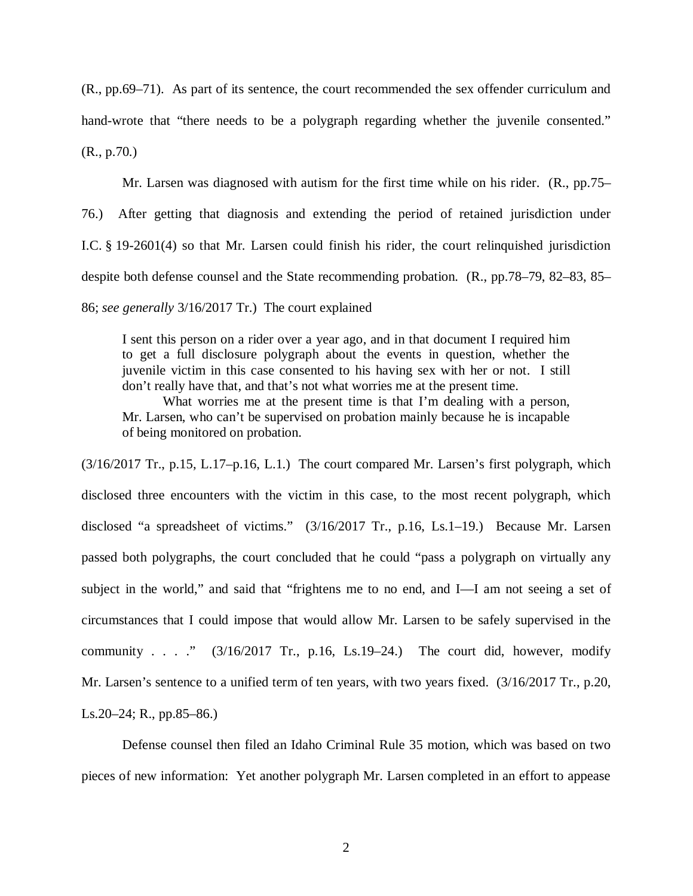(R., pp.69–71). As part of its sentence, the court recommended the sex offender curriculum and hand-wrote that "there needs to be a polygraph regarding whether the juvenile consented." (R., p.70.)

Mr. Larsen was diagnosed with autism for the first time while on his rider. (R., pp.75–76.) After getting that diagnosis and extending the period of retained jurisdiction under I.C. § 19-2601(4) so that Mr. Larsen could finish his rider, the court relinquished jurisdiction despite both defense counsel and the State recommending probation. (R., pp.78–79, 82–83, 85–86; *see generally* 3/16/2017 Tr.) The court explained

> I sent this person on a rider over a year ago, and in that document I required him to get a full disclosure polygraph about the events in question, whether the juvenile victim in this case consented to his having sex with her or not. I still don't really have that, and that's not what worries me at the present time.
>
> What worries me at the present time is that I'm dealing with a person, Mr. Larsen, who can't be supervised on probation mainly because he is incapable of being monitored on probation.

(3/16/2017 Tr., p.15, L.17–p.16, L.1.) The court compared Mr. Larsen's first polygraph, which disclosed three encounters with the victim in this case, to the most recent polygraph, which disclosed "a spreadsheet of victims." (3/16/2017 Tr., p.16, Ls.1–19.) Because Mr. Larsen passed both polygraphs, the court concluded that he could "pass a polygraph on virtually any subject in the world," and said that "frightens me to no end, and I—I am not seeing a set of circumstances that I could impose that would allow Mr. Larsen to be safely supervised in the community . . . ." (3/16/2017 Tr., p.16, Ls.19–24.) The court did, however, modify Mr. Larsen's sentence to a unified term of ten years, with two years fixed. (3/16/2017 Tr., p.20, Ls.20–24; R., pp.85–86.)

Defense counsel then filed an Idaho Criminal Rule 35 motion, which was based on two pieces of new information: Yet another polygraph Mr. Larsen completed in an effort to appease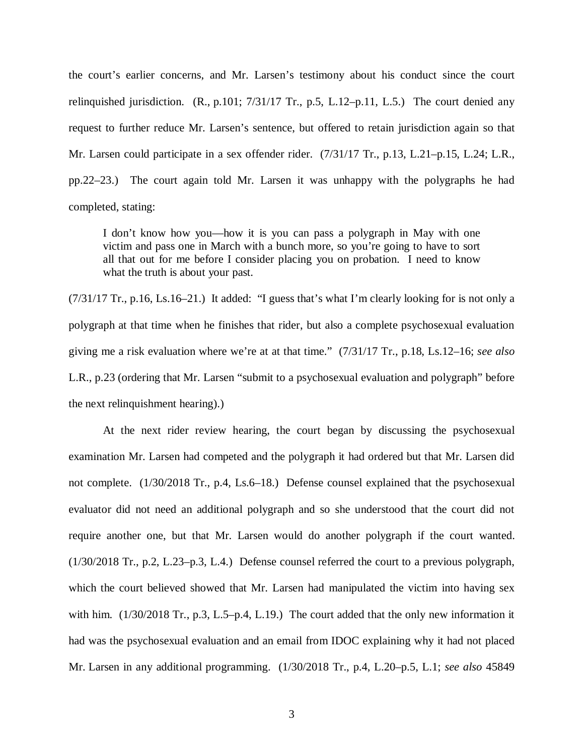the court's earlier concerns, and Mr. Larsen's testimony about his conduct since the court relinquished jurisdiction. (R., p.101; 7/31/17 Tr., p.5, L.12–p.11, L.5.) The court denied any request to further reduce Mr. Larsen's sentence, but offered to retain jurisdiction again so that Mr. Larsen could participate in a sex offender rider. (7/31/17 Tr., p.13, L.21–p.15, L.24; L.R., pp.22–23.) The court again told Mr. Larsen it was unhappy with the polygraphs he had completed, stating:

> I don't know how you—how it is you can pass a polygraph in May with one victim and pass one in March with a bunch more, so you're going to have to sort all that out for me before I consider placing you on probation. I need to know what the truth is about your past.

(7/31/17 Tr., p.16, Ls.16–21.) It added: "I guess that's what I'm clearly looking for is not only a polygraph at that time when he finishes that rider, but also a complete psychosexual evaluation giving me a risk evaluation where we're at at that time." (7/31/17 Tr., p.18, Ls.12–16; *see also* L.R., p.23 (ordering that Mr. Larsen "submit to a psychosexual evaluation and polygraph" before the next relinquishment hearing).)

At the next rider review hearing, the court began by discussing the psychosexual examination Mr. Larsen had competed and the polygraph it had ordered but that Mr. Larsen did not complete. (1/30/2018 Tr., p.4, Ls.6–18.) Defense counsel explained that the psychosexual evaluator did not need an additional polygraph and so she understood that the court did not require another one, but that Mr. Larsen would do another polygraph if the court wanted. (1/30/2018 Tr., p.2, L.23–p.3, L.4.) Defense counsel referred the court to a previous polygraph, which the court believed showed that Mr. Larsen had manipulated the victim into having sex with him. (1/30/2018 Tr., p.3, L.5–p.4, L.19.) The court added that the only new information it had was the psychosexual evaluation and an email from IDOC explaining why it had not placed Mr. Larsen in any additional programming. (1/30/2018 Tr., p.4, L.20–p.5, L.1; *see also* 45849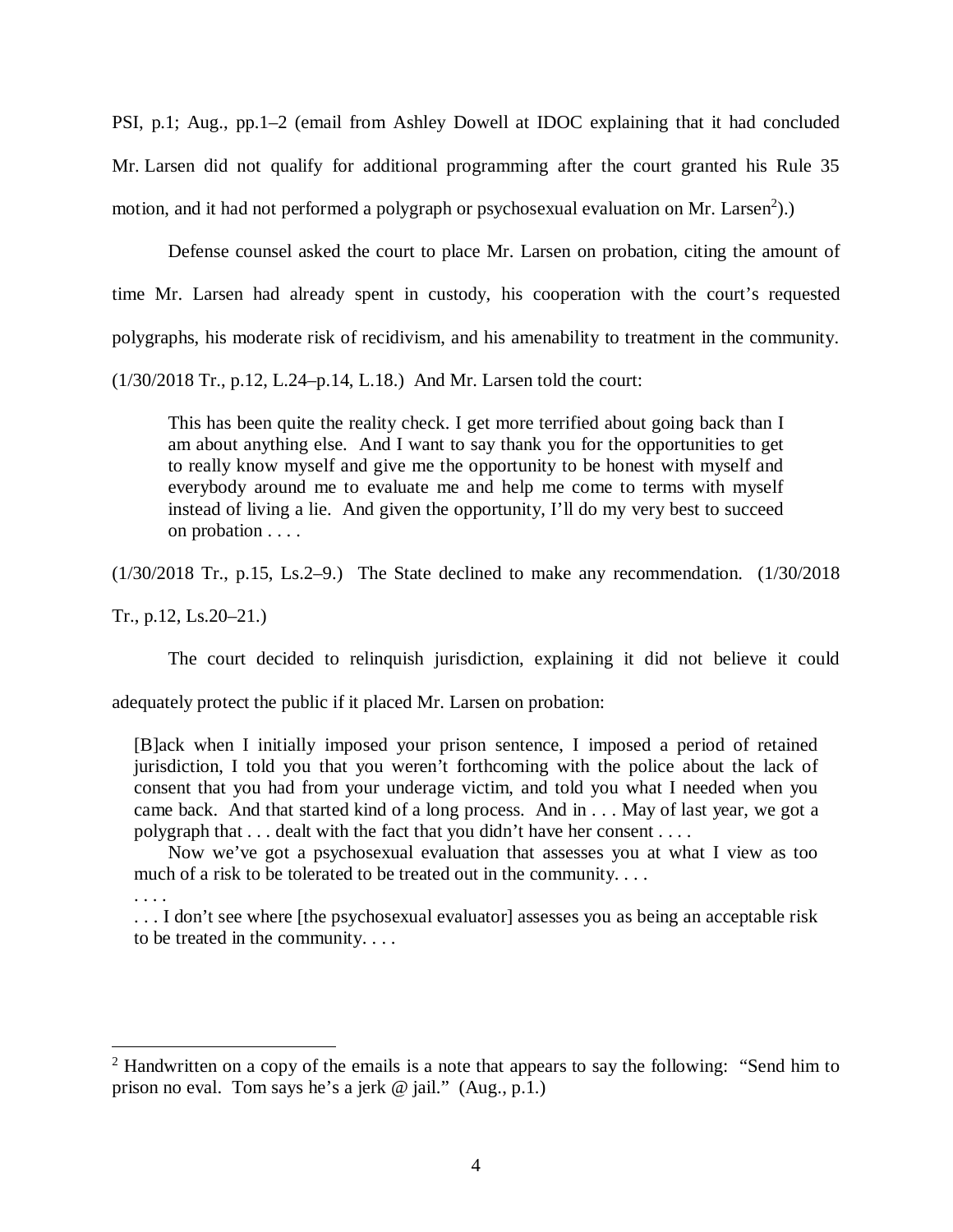PSI, p.1; Aug., pp.1–2 (email from Ashley Dowell at IDOC explaining that it had concluded Mr. Larsen did not qualify for additional programming after the court granted his Rule 35 motion, and it had not performed a polygraph or psychosexual evaluation on Mr. Larsen[2]).)

Defense counsel asked the court to place Mr. Larsen on probation, citing the amount of time Mr. Larsen had already spent in custody, his cooperation with the court's requested polygraphs, his moderate risk of recidivism, and his amenability to treatment in the community. (1/30/2018 Tr., p.12, L.24–p.14, L.18.) And Mr. Larsen told the court:

> This has been quite the reality check. I get more terrified about going back than I am about anything else. And I want to say thank you for the opportunities to get to really know myself and give me the opportunity to be honest with myself and everybody around me to evaluate me and help me come to terms with myself instead of living a lie. And given the opportunity, I'll do my very best to succeed on probation . . . .

(1/30/2018 Tr., p.15, Ls.2–9.) The State declined to make any recommendation. (1/30/2018 Tr., p.12, Ls.20–21.)

The court decided to relinquish jurisdiction, explaining it did not believe it could adequately protect the public if it placed Mr. Larsen on probation:

> [B]ack when I initially imposed your prison sentence, I imposed a period of retained jurisdiction, I told you that you weren't forthcoming with the police about the lack of consent that you had from your underage victim, and told you what I needed when you came back. And that started kind of a long process. And in . . . May of last year, we got a polygraph that . . . dealt with the fact that you didn't have her consent . . . .
>
> Now we've got a psychosexual evaluation that assesses you at what I view as too much of a risk to be tolerated to be treated out in the community. . . .
>
> . . . .
>
> . . . I don't see where [the psychosexual evaluator] assesses you as being an acceptable risk to be treated in the community. . . .

[2] Handwritten on a copy of the emails is a note that appears to say the following: "Send him to prison no eval. Tom says he's a jerk @ jail." (Aug., p.1.)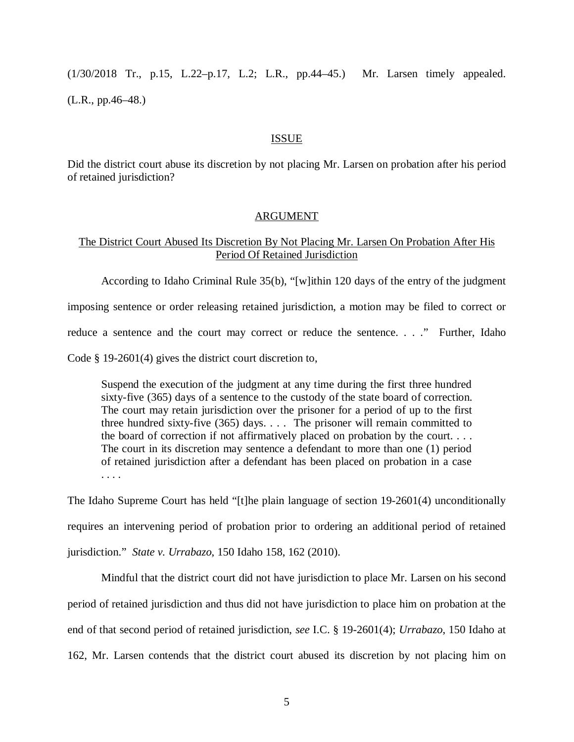(1/30/2018 Tr., p.15, L.22–p.17, L.2; L.R., pp.44–45.) Mr. Larsen timely appealed. (L.R., pp.46–48.)

## ISSUE

Did the district court abuse its discretion by not placing Mr. Larsen on probation after his period of retained jurisdiction?

## ARGUMENT

### The District Court Abused Its Discretion By Not Placing Mr. Larsen On Probation After His Period Of Retained Jurisdiction

According to Idaho Criminal Rule 35(b), "[w]ithin 120 days of the entry of the judgment imposing sentence or order releasing retained jurisdiction, a motion may be filed to correct or reduce a sentence and the court may correct or reduce the sentence. . . ." Further, Idaho Code § 19-2601(4) gives the district court discretion to,

> Suspend the execution of the judgment at any time during the first three hundred sixty-five (365) days of a sentence to the custody of the state board of correction. The court may retain jurisdiction over the prisoner for a period of up to the first three hundred sixty-five (365) days. . . . The prisoner will remain committed to the board of correction if not affirmatively placed on probation by the court. . . . The court in its discretion may sentence a defendant to more than one (1) period of retained jurisdiction after a defendant has been placed on probation in a case . . . .

The Idaho Supreme Court has held "[t]he plain language of section 19-2601(4) unconditionally requires an intervening period of probation prior to ordering an additional period of retained jurisdiction." *State v. Urrabazo*, 150 Idaho 158, 162 (2010).

Mindful that the district court did not have jurisdiction to place Mr. Larsen on his second period of retained jurisdiction and thus did not have jurisdiction to place him on probation at the end of that second period of retained jurisdiction, *see* I.C. § 19-2601(4); *Urrabazo*, 150 Idaho at 162, Mr. Larsen contends that the district court abused its discretion by not placing him on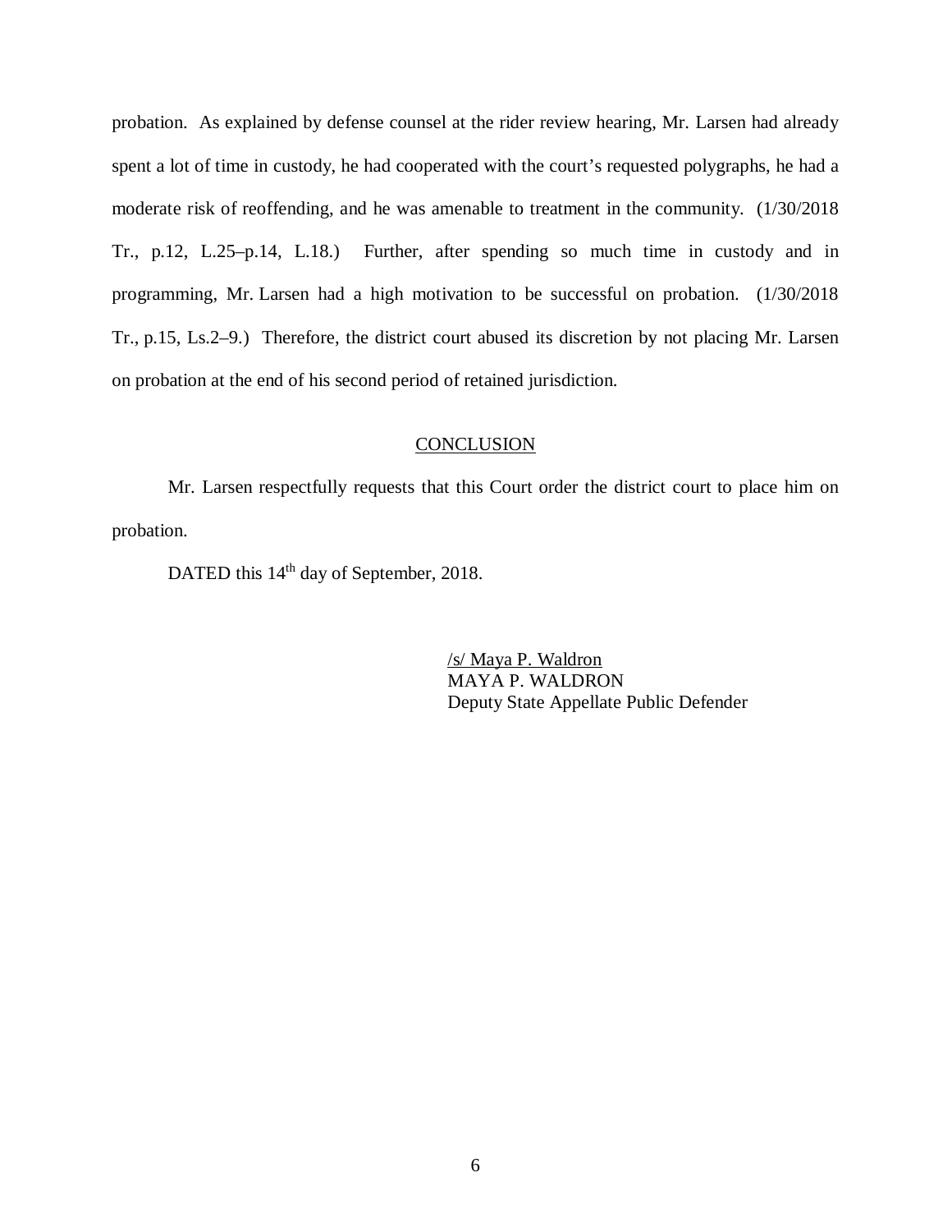probation. As explained by defense counsel at the rider review hearing, Mr. Larsen had already spent a lot of time in custody, he had cooperated with the court's requested polygraphs, he had a moderate risk of reoffending, and he was amenable to treatment in the community. (1/30/2018 Tr., p.12, L.25–p.14, L.18.) Further, after spending so much time in custody and in programming, Mr. Larsen had a high motivation to be successful on probation. (1/30/2018 Tr., p.15, Ls.2–9.) Therefore, the district court abused its discretion by not placing Mr. Larsen on probation at the end of his second period of retained jurisdiction.

## CONCLUSION

Mr. Larsen respectfully requests that this Court order the district court to place him on probation.

DATED this 14th day of September, 2018.

/s/ Maya P. Waldron
MAYA P. WALDRON
Deputy State Appellate Public Defender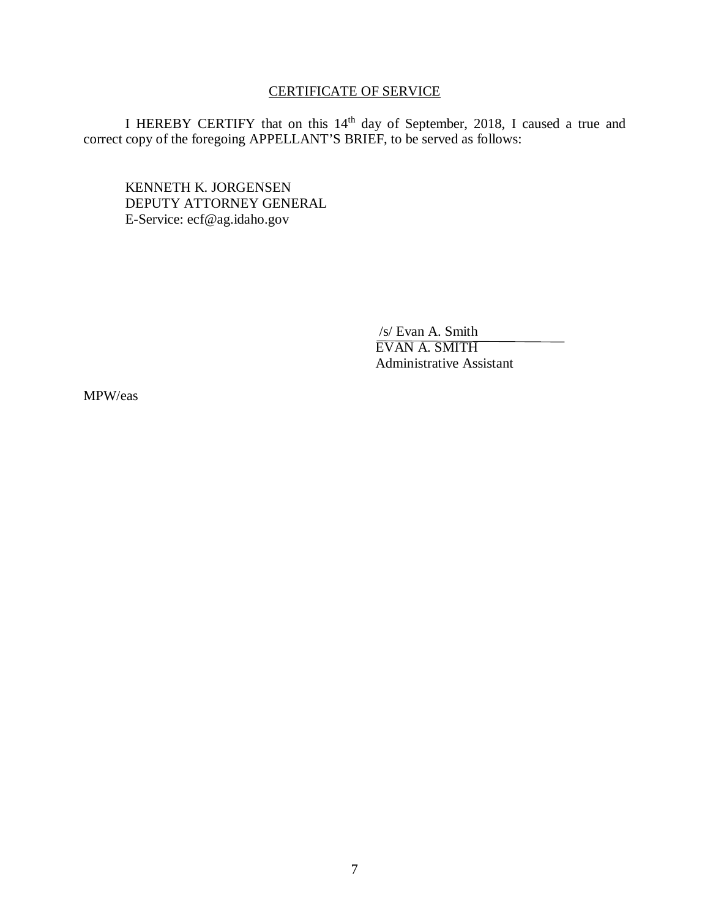<u>CERTIFICATE OF SERVICE</u>

I HEREBY CERTIFY that on this 14th day of September, 2018, I caused a true and correct copy of the foregoing APPELLANT'S BRIEF, to be served as follows:

KENNETH K. JORGENSEN
DEPUTY ATTORNEY GENERAL
E-Service: ecf@ag.idaho.gov

/s/ Evan A. Smith
EVAN A. SMITH
Administrative Assistant

MPW/eas